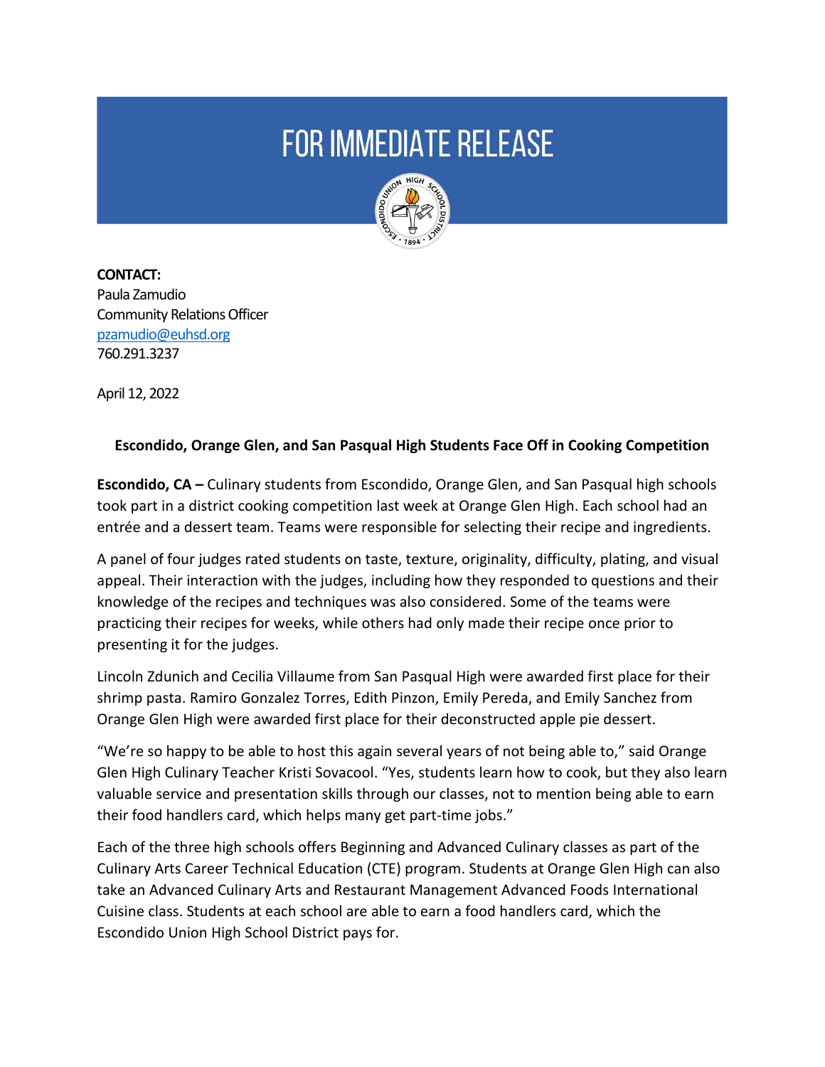# FOR IMMEDIATE RELEASE

**CONTACT:**
Paula Zamudio
Community Relations Officer
pzamudio@euhsd.org
760.291.3237

April 12, 2022

**Escondido, Orange Glen, and San Pasqual High Students Face Off in Cooking Competition**

**Escondido, CA –** Culinary students from Escondido, Orange Glen, and San Pasqual high schools took part in a district cooking competition last week at Orange Glen High. Each school had an entrée and a dessert team. Teams were responsible for selecting their recipe and ingredients.

A panel of four judges rated students on taste, texture, originality, difficulty, plating, and visual appeal. Their interaction with the judges, including how they responded to questions and their knowledge of the recipes and techniques was also considered. Some of the teams were practicing their recipes for weeks, while others had only made their recipe once prior to presenting it for the judges.

Lincoln Zdunich and Cecilia Villaume from San Pasqual High were awarded first place for their shrimp pasta. Ramiro Gonzalez Torres, Edith Pinzon, Emily Pereda, and Emily Sanchez from Orange Glen High were awarded first place for their deconstructed apple pie dessert.

"We're so happy to be able to host this again several years of not being able to," said Orange Glen High Culinary Teacher Kristi Sovacool. "Yes, students learn how to cook, but they also learn valuable service and presentation skills through our classes, not to mention being able to earn their food handlers card, which helps many get part-time jobs."

Each of the three high schools offers Beginning and Advanced Culinary classes as part of the Culinary Arts Career Technical Education (CTE) program. Students at Orange Glen High can also take an Advanced Culinary Arts and Restaurant Management Advanced Foods International Cuisine class. Students at each school are able to earn a food handlers card, which the Escondido Union High School District pays for.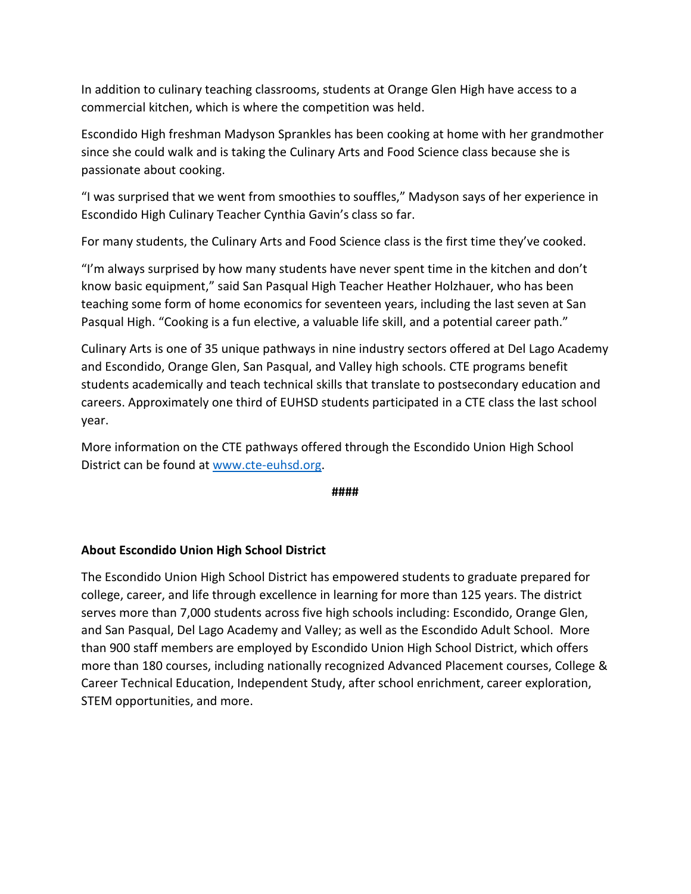In addition to culinary teaching classrooms, students at Orange Glen High have access to a commercial kitchen, which is where the competition was held.

Escondido High freshman Madyson Sprankles has been cooking at home with her grandmother since she could walk and is taking the Culinary Arts and Food Science class because she is passionate about cooking.

"I was surprised that we went from smoothies to souffles," Madyson says of her experience in Escondido High Culinary Teacher Cynthia Gavin's class so far.

For many students, the Culinary Arts and Food Science class is the first time they've cooked.

"I'm always surprised by how many students have never spent time in the kitchen and don't know basic equipment," said San Pasqual High Teacher Heather Holzhauer, who has been teaching some form of home economics for seventeen years, including the last seven at San Pasqual High. "Cooking is a fun elective, a valuable life skill, and a potential career path."

Culinary Arts is one of 35 unique pathways in nine industry sectors offered at Del Lago Academy and Escondido, Orange Glen, San Pasqual, and Valley high schools. CTE programs benefit students academically and teach technical skills that translate to postsecondary education and careers. Approximately one third of EUHSD students participated in a CTE class the last school year.

More information on the CTE pathways offered through the Escondido Union High School District can be found at [www.cte-euhsd.org](http://www.cte-euhsd.org).

**####**

**About Escondido Union High School District**

The Escondido Union High School District has empowered students to graduate prepared for college, career, and life through excellence in learning for more than 125 years. The district serves more than 7,000 students across five high schools including: Escondido, Orange Glen, and San Pasqual, Del Lago Academy and Valley; as well as the Escondido Adult School. More than 900 staff members are employed by Escondido Union High School District, which offers more than 180 courses, including nationally recognized Advanced Placement courses, College & Career Technical Education, Independent Study, after school enrichment, career exploration, STEM opportunities, and more.